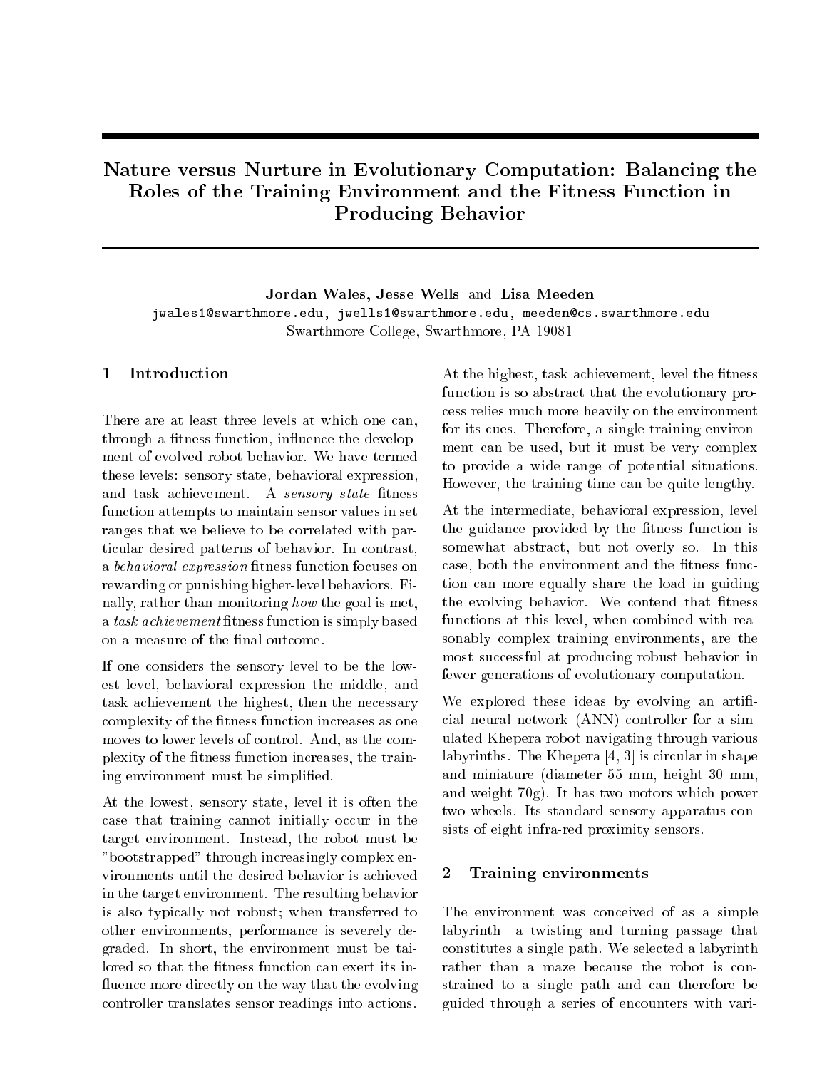# Nature versus Nurture in Evolutionary Computation: Balancing the Roles of the Training Environment and the Fitness Function in Producing Behavior

**Jordan Wales, Jesse Wells** and **Lisa Meeden**

jwales1@swarthmore.edu, jwells1@swarthmore.edu, meeden@cs.swarthmore.edu

Swarthmore College, Swarthmore, PA 19081

## 1 Introduction

There are at least three levels at which one can, through a fitness function, influence the development of evolved robot behavior. We have termed these levels: sensory state, behavioral expression, and task achievement. A *sensory state* fitness function attempts to maintain sensor values in set ranges that we believe to be correlated with particular desired patterns of behavior. In contrast, a *behavioral expression* fitness function focuses on rewarding or punishing higher-level behaviors. Finally, rather than monitoring *how* the goal is met, a *task achievement* fitness function is simply based on a measure of the final outcome.

If one considers the sensory level to be the lowest level, behavioral expression the middle, and task achievement the highest, then the necessary complexity of the fitness function increases as one moves to lower levels of control. And, as the complexity of the fitness function increases, the training environment must be simplified.

At the lowest, sensory state, level it is often the case that training cannot initially occur in the target environment. Instead, the robot must be "bootstrapped" through increasingly complex environments until the desired behavior is achieved in the target environment. The resulting behavior is also typically not robust; when transferred to other environments, performance is severely degraded. In short, the environment must be tailored so that the fitness function can exert its influence more directly on the way that the evolving controller translates sensor readings into actions.

At the highest, task achievement, level the fitness function is so abstract that the evolutionary process relies much more heavily on the environment for its cues. Therefore, a single training environment can be used, but it must be very complex to provide a wide range of potential situations. However, the training time can be quite lengthy.

At the intermediate, behavioral expression, level the guidance provided by the fitness function is somewhat abstract, but not overly so. In this case, both the environment and the fitness function can more equally share the load in guiding the evolving behavior. We contend that fitness functions at this level, when combined with reasonably complex training environments, are the most successful at producing robust behavior in fewer generations of evolutionary computation.

We explored these ideas by evolving an artificial neural network (ANN) controller for a simulated Khepera robot navigating through various labyrinths. The Khepera [4, 3] is circular in shape and miniature (diameter 55 mm, height 30 mm, and weight 70g). It has two motors which power two wheels. Its standard sensory apparatus consists of eight infra-red proximity sensors.

## 2 Training environments

The environment was conceived of as a simple labyrinth—a twisting and turning passage that constitutes a single path. We selected a labyrinth rather than a maze because the robot is constrained to a single path and can therefore be guided through a series of encounters with vari-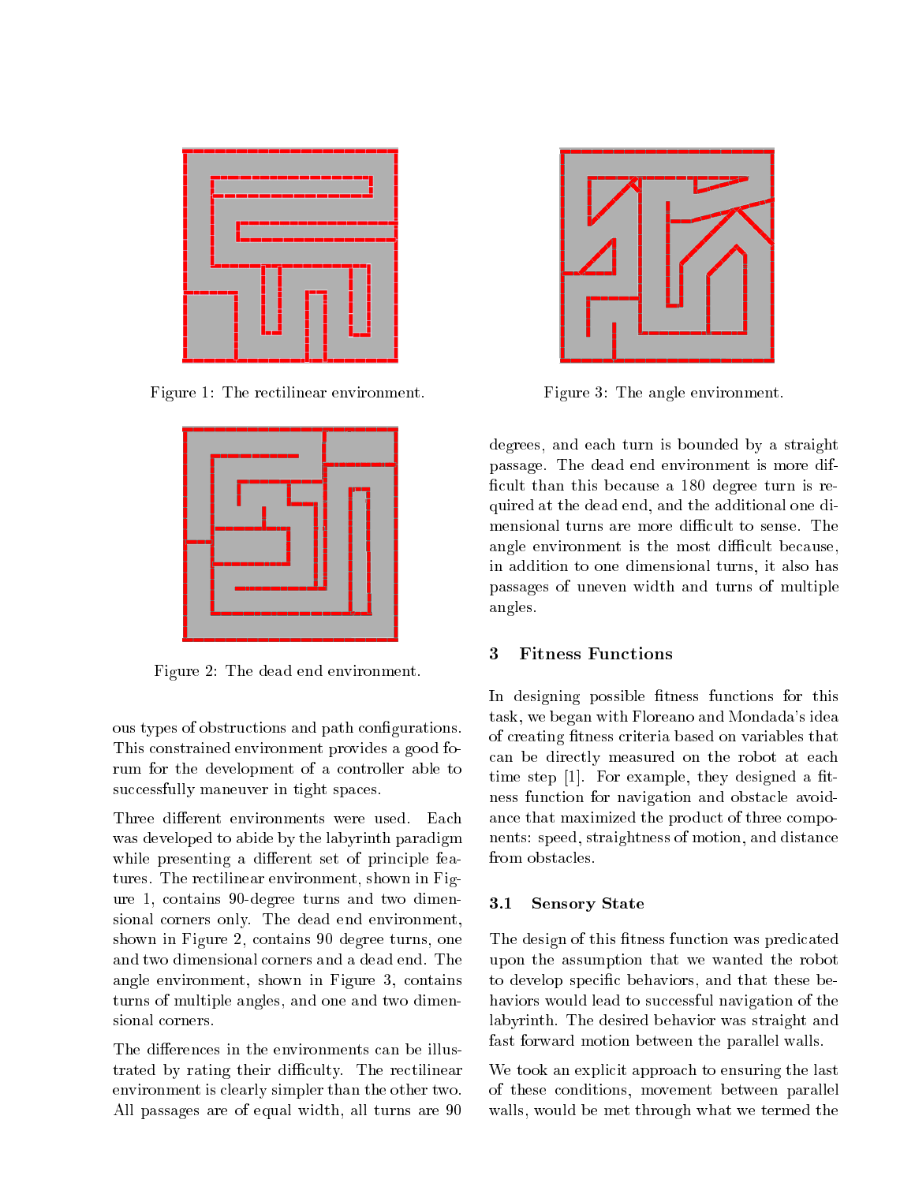Figure 1: The rectilinear environment.

Figure 2: The dead end environment.

Figure 3: The angle environment.

ous types of obstructions and path configurations. This constrained environment provides a good forum for the development of a controller able to successfully maneuver in tight spaces.

Three different environments were used. Each was developed to abide by the labyrinth paradigm while presenting a different set of principle features. The rectilinear environment, shown in Figure 1, contains 90-degree turns and two dimensional corners only. The dead end environment, shown in Figure 2, contains 90 degree turns, one and two dimensional corners and a dead end. The angle environment, shown in Figure 3, contains turns of multiple angles, and one and two dimensional corners.

The differences in the environments can be illustrated by rating their difficulty. The rectilinear environment is clearly simpler than the other two. All passages are of equal width, all turns are 90 degrees, and each turn is bounded by a straight passage. The dead end environment is more difficult than this because a 180 degree turn is required at the dead end, and the additional one dimensional turns are more difficult to sense. The angle environment is the most difficult because, in addition to one dimensional turns, it also has passages of uneven width and turns of multiple angles.

## 3 Fitness Functions

In designing possible fitness functions for this task, we began with Floreano and Mondada's idea of creating fitness criteria based on variables that can be directly measured on the robot at each time step [1]. For example, they designed a fitness function for navigation and obstacle avoidance that maximized the product of three components: speed, straightness of motion, and distance from obstacles.

### 3.1 Sensory State

The design of this fitness function was predicated upon the assumption that we wanted the robot to develop specific behaviors, and that these behaviors would lead to successful navigation of the labyrinth. The desired behavior was straight and fast forward motion between the parallel walls.

We took an explicit approach to ensuring the last of these conditions, movement between parallel walls, would be met through what we termed the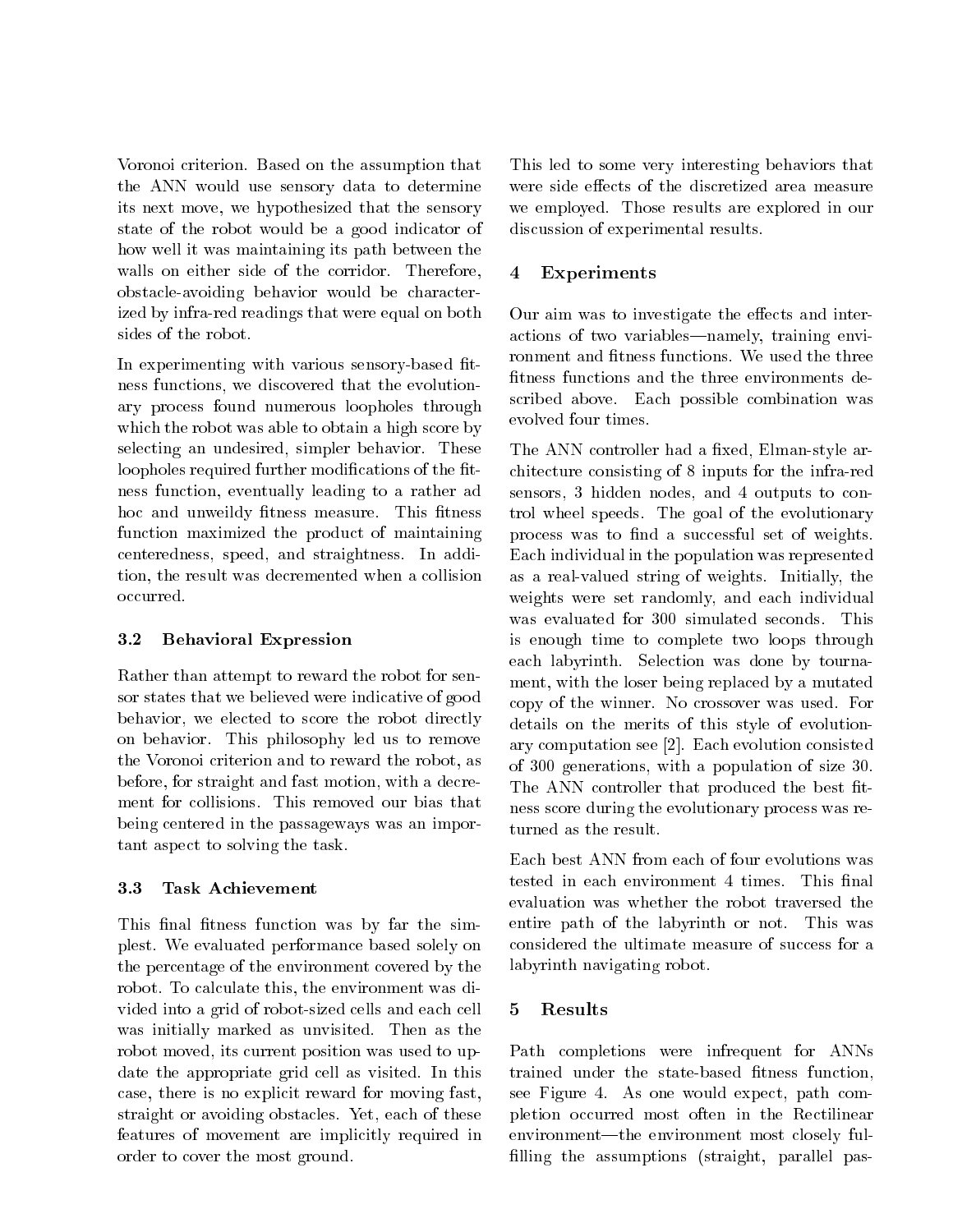Voronoi criterion. Based on the assumption that the ANN would use sensory data to determine its next move, we hypothesized that the sensory state of the robot would be a good indicator of how well it was maintaining its path between the walls on either side of the corridor. Therefore, obstacle-avoiding behavior would be characterized by infra-red readings that were equal on both sides of the robot.

In experimenting with various sensory-based fitness functions, we discovered that the evolutionary process found numerous loopholes through which the robot was able to obtain a high score by selecting an undesired, simpler behavior. These loopholes required further modifications of the fitness function, eventually leading to a rather ad hoc and unweildy fitness measure. This fitness function maximized the product of maintaining centeredness, speed, and straightness. In addition, the result was decremented when a collision occurred.

### 3.2 Behavioral Expression

Rather than attempt to reward the robot for sensor states that we believed were indicative of good behavior, we elected to score the robot directly on behavior. This philosophy led us to remove the Voronoi criterion and to reward the robot, as before, for straight and fast motion, with a decrement for collisions. This removed our bias that being centered in the passageways was an important aspect to solving the task.

### 3.3 Task Achievement

This final fitness function was by far the simplest. We evaluated performance based solely on the percentage of the environment covered by the robot. To calculate this, the environment was divided into a grid of robot-sized cells and each cell was initially marked as unvisited. Then as the robot moved, its current position was used to update the appropriate grid cell as visited. In this case, there is no explicit reward for moving fast, straight or avoiding obstacles. Yet, each of these features of movement are implicitly required in order to cover the most ground.

This led to some very interesting behaviors that were side effects of the discretized area measure we employed. Those results are explored in our discussion of experimental results.

## 4 Experiments

Our aim was to investigate the effects and interactions of two variables—namely, training environment and fitness functions. We used the three fitness functions and the three environments described above. Each possible combination was evolved four times.

The ANN controller had a fixed, Elman-style architecture consisting of 8 inputs for the infra-red sensors, 3 hidden nodes, and 4 outputs to control wheel speeds. The goal of the evolutionary process was to find a successful set of weights. Each individual in the population was represented as a real-valued string of weights. Initially, the weights were set randomly, and each individual was evaluated for 300 simulated seconds. This is enough time to complete two loops through each labyrinth. Selection was done by tournament, with the loser being replaced by a mutated copy of the winner. No crossover was used. For details on the merits of this style of evolutionary computation see [2]. Each evolution consisted of 300 generations, with a population of size 30. The ANN controller that produced the best fitness score during the evolutionary process was returned as the result.

Each best ANN from each of four evolutions was tested in each environment 4 times. This final evaluation was whether the robot traversed the entire path of the labyrinth or not. This was considered the ultimate measure of success for a labyrinth navigating robot.

## 5 Results

Path completions were infrequent for ANNs trained under the state-based fitness function, see Figure 4. As one would expect, path completion occurred most often in the Rectilinear environment—the environment most closely fulfilling the assumptions (straight, parallel pas-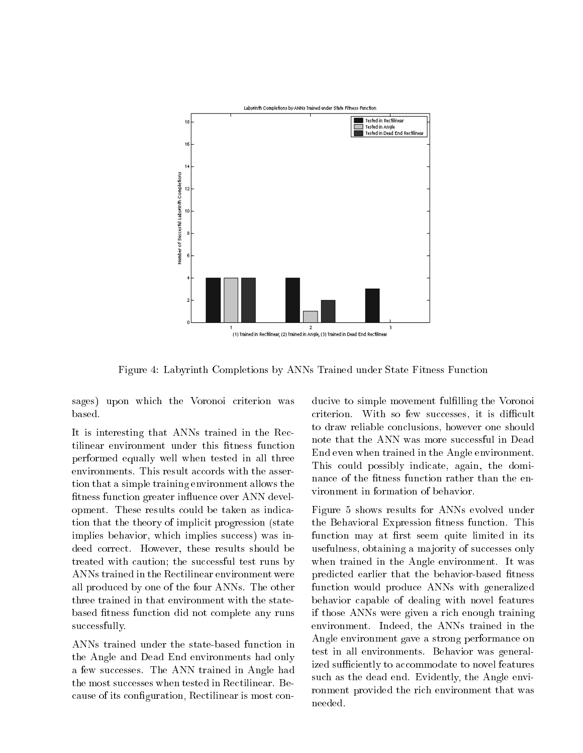Figure 4: Labyrinth Completions by ANNs Trained under State Fitness Function

sages) upon which the Voronoi criterion was based.

It is interesting that ANNs trained in the Rectilinear environment under this fitness function performed equally well when tested in all three environments. This result accords with the assertion that a simple training environment allows the fitness function greater influence over ANN development. These results could be taken as indication that the theory of implicit progression (state implies behavior, which implies success) was indeed correct. However, these results should be treated with caution; the successful test runs by ANNs trained in the Rectilinear environment were all produced by one of the four ANNs. The other three trained in that environment with the state-based fitness function did not complete any runs successfully.

ANNs trained under the state-based function in the Angle and Dead End environments had only a few successes. The ANN trained in Angle had the most successes when tested in Rectilinear. Because of its configuration, Rectilinear is most conducive to simple movement fulfilling the Voronoi criterion. With so few successes, it is difficult to draw reliable conclusions, however one should note that the ANN was more successful in Dead End even when trained in the Angle environment. This could possibly indicate, again, the dominance of the fitness function rather than the environment in formation of behavior.

Figure 5 shows results for ANNs evolved under the Behavioral Expression fitness function. This function may at first seem quite limited in its usefulness, obtaining a majority of successes only when trained in the Angle environment. It was predicted earlier that the behavior-based fitness function would produce ANNs with generalized behavior capable of dealing with novel features if those ANNs were given a rich enough training environment. Indeed, the ANNs trained in the Angle environment gave a strong performance on test in all environments. Behavior was generalized sufficiently to accommodate to novel features such as the dead end. Evidently, the Angle environment provided the rich environment that was needed.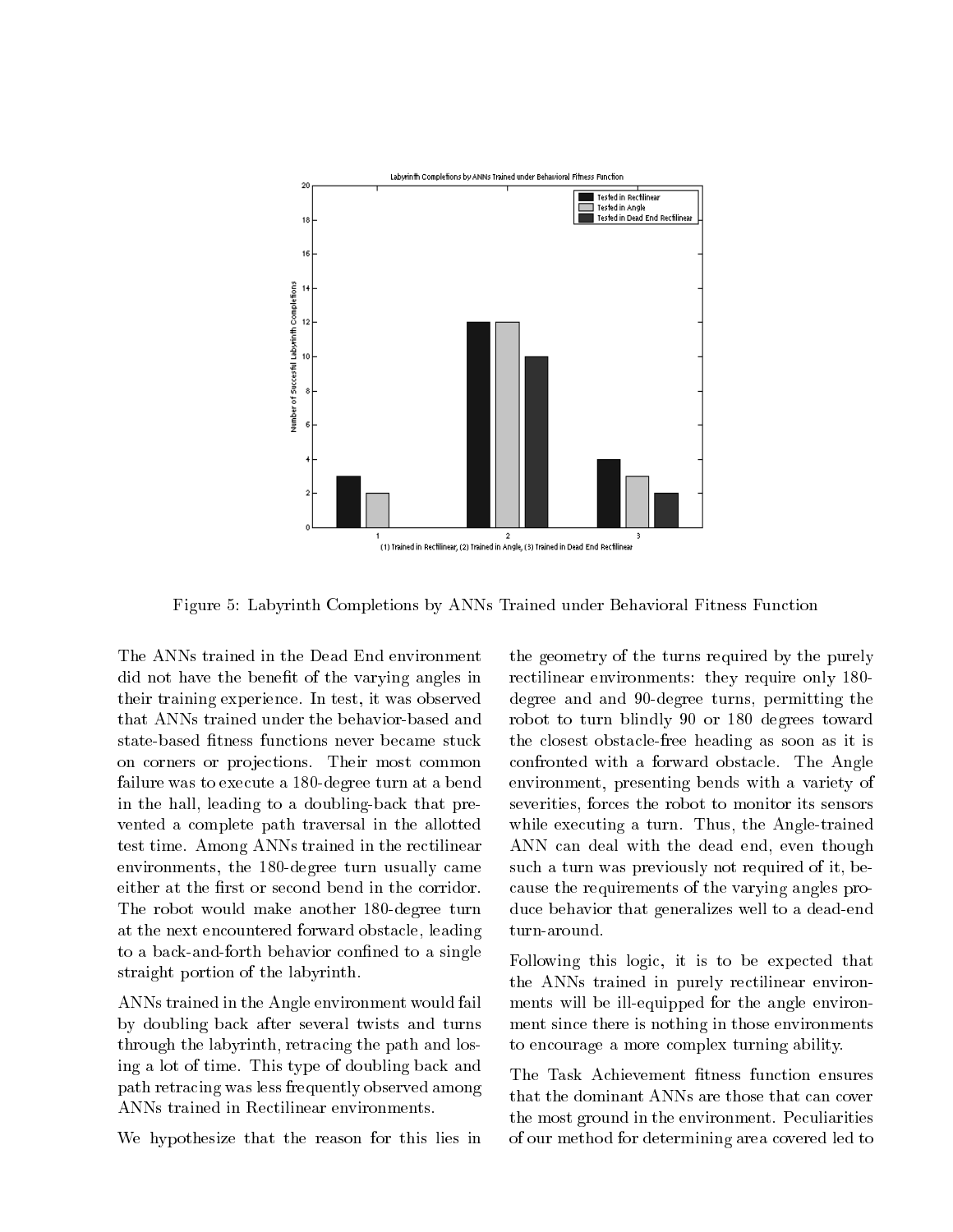Figure 5: Labyrinth Completions by ANNs Trained under Behavioral Fitness Function

The ANNs trained in the Dead End environment did not have the benefit of the varying angles in their training experience. In test, it was observed that ANNs trained under the behavior-based and state-based fitness functions never became stuck on corners or projections. Their most common failure was to execute a 180-degree turn at a bend in the hall, leading to a doubling-back that prevented a complete path traversal in the allotted test time. Among ANNs trained in the rectilinear environments, the 180-degree turn usually came either at the first or second bend in the corridor. The robot would make another 180-degree turn at the next encountered forward obstacle, leading to a back-and-forth behavior confined to a single straight portion of the labyrinth.

ANNs trained in the Angle environment would fail by doubling back after several twists and turns through the labyrinth, retracing the path and losing a lot of time. This type of doubling back and path retracing was less frequently observed among ANNs trained in Rectilinear environments.

We hypothesize that the reason for this lies in the geometry of the turns required by the purely rectilinear environments: they require only 180-degree and and 90-degree turns, permitting the robot to turn blindly 90 or 180 degrees toward the closest obstacle-free heading as soon as it is confronted with a forward obstacle. The Angle environment, presenting bends with a variety of severities, forces the robot to monitor its sensors while executing a turn. Thus, the Angle-trained ANN can deal with the dead end, even though such a turn was previously not required of it, because the requirements of the varying angles produce behavior that generalizes well to a dead-end turn-around.

Following this logic, it is to be expected that the ANNs trained in purely rectilinear environments will be ill-equipped for the angle environment since there is nothing in those environments to encourage a more complex turning ability.

The Task Achievement fitness function ensures that the dominant ANNs are those that can cover the most ground in the environment. Peculiarities of our method for determining area covered led to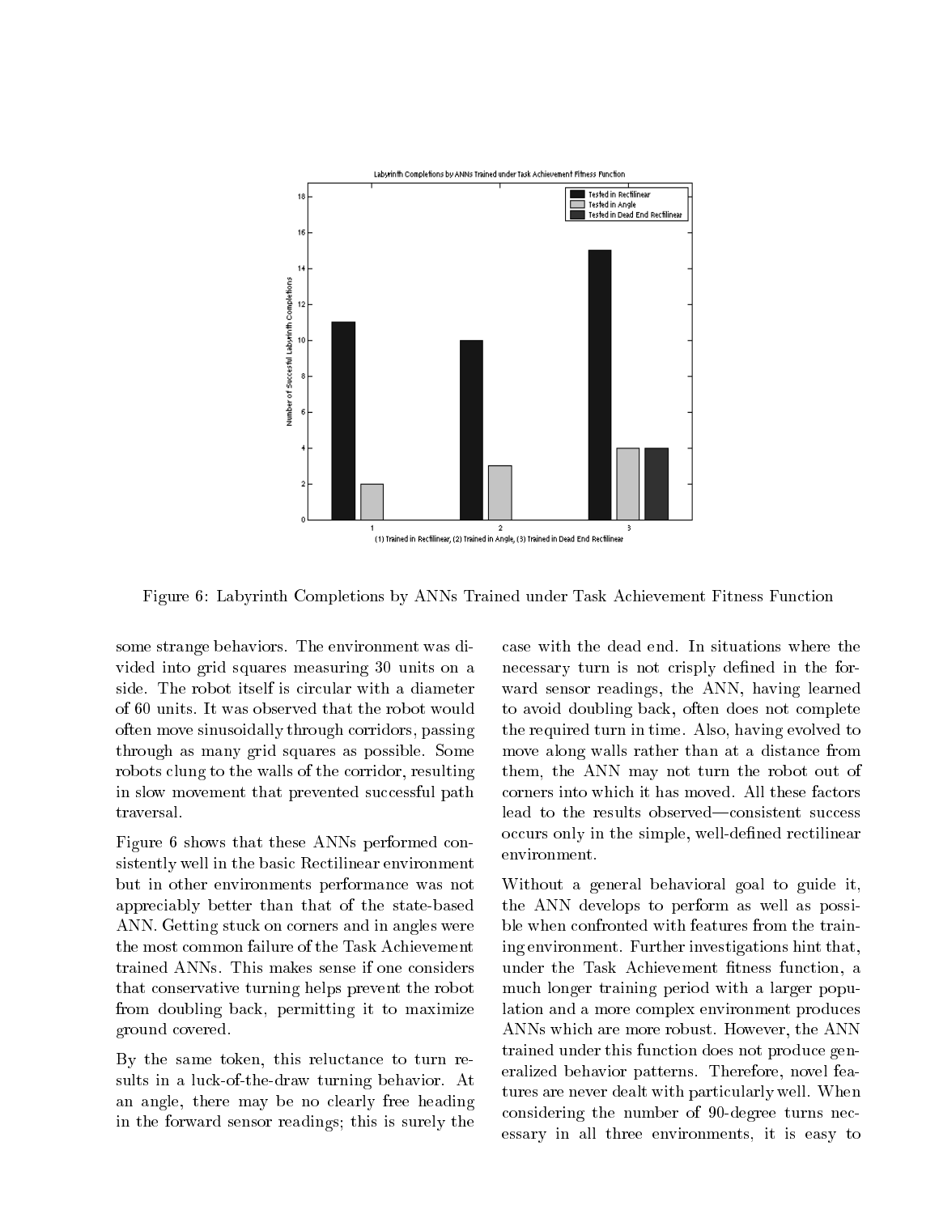Figure 6: Labyrinth Completions by ANNs Trained under Task Achievement Fitness Function

some strange behaviors. The environment was divided into grid squares measuring 30 units on a side. The robot itself is circular with a diameter of 60 units. It was observed that the robot would often move sinusoidally through corridors, passing through as many grid squares as possible. Some robots clung to the walls of the corridor, resulting in slow movement that prevented successful path traversal.

Figure 6 shows that these ANNs performed consistently well in the basic Rectilinear environment but in other environments performance was not appreciably better than that of the state-based ANN. Getting stuck on corners and in angles were the most common failure of the Task Achievement trained ANNs. This makes sense if one considers that conservative turning helps prevent the robot from doubling back, permitting it to maximize ground covered.

By the same token, this reluctance to turn results in a luck-of-the-draw turning behavior. At an angle, there may be no clearly free heading in the forward sensor readings; this is surely the case with the dead end. In situations where the necessary turn is not crisply defined in the forward sensor readings, the ANN, having learned to avoid doubling back, often does not complete the required turn in time. Also, having evolved to move along walls rather than at a distance from them, the ANN may not turn the robot out of corners into which it has moved. All these factors lead to the results observed—consistent success occurs only in the simple, well-defined rectilinear environment.

Without a general behavioral goal to guide it, the ANN develops to perform as well as possible when confronted with features from the training environment. Further investigations hint that, under the Task Achievement fitness function, a much longer training period with a larger population and a more complex environment produces ANNs which are more robust. However, the ANN trained under this function does not produce generalized behavior patterns. Therefore, novel features are never dealt with particularly well. When considering the number of 90-degree turns necessary in all three environments, it is easy to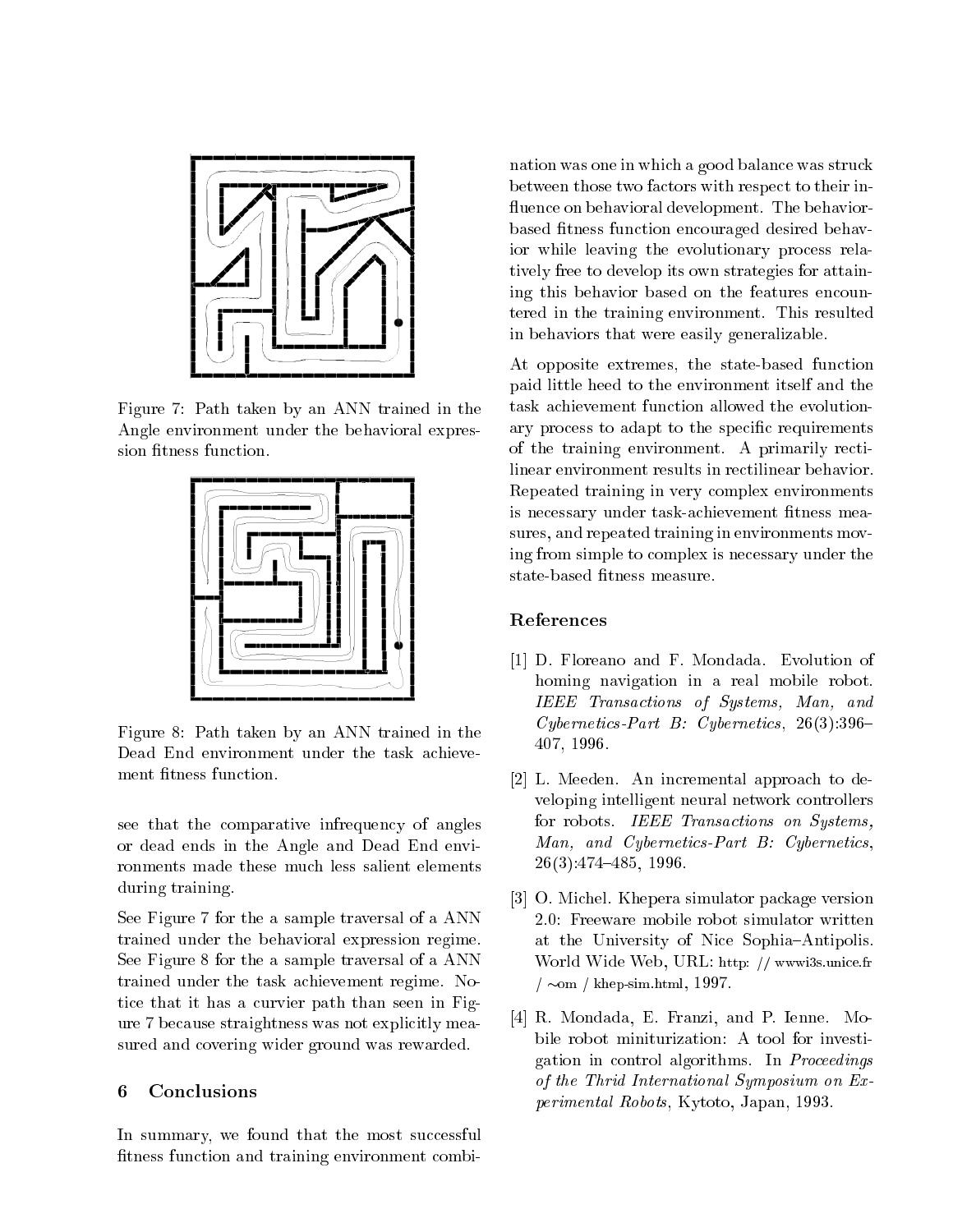Figure 7: Path taken by an ANN trained in the Angle environment under the behavioral expression fitness function.

Figure 8: Path taken by an ANN trained in the Dead End environment under the task achievement fitness function.

see that the comparative infrequency of angles or dead ends in the Angle and Dead End environments made these much less salient elements during training.

See Figure 7 for the a sample traversal of a ANN trained under the behavioral expression regime. See Figure 8 for the a sample traversal of a ANN trained under the task achievement regime. Notice that it has a curvier path than seen in Figure 7 because straightness was not explicitly measured and covering wider ground was rewarded.

## 6 Conclusions

In summary, we found that the most successful fitness function and training environment combination was one in which a good balance was struck between those two factors with respect to their influence on behavioral development. The behavior-based fitness function encouraged desired behavior while leaving the evolutionary process relatively free to develop its own strategies for attaining this behavior based on the features encountered in the training environment. This resulted in behaviors that were easily generalizable.

At opposite extremes, the state-based function paid little heed to the environment itself and the task achievement function allowed the evolutionary process to adapt to the specific requirements of the training environment. A primarily rectilinear environment results in rectilinear behavior. Repeated training in very complex environments is necessary under task-achievement fitness measures, and repeated training in environments moving from simple to complex is necessary under the state-based fitness measure.

## References

[1] D. Floreano and F. Mondada. Evolution of homing navigation in a real mobile robot. *IEEE Transactions of Systems, Man, and Cybernetics-Part B: Cybernetics*, 26(3):396–407, 1996.

[2] L. Meeden. An incremental approach to developing intelligent neural network controllers for robots. *IEEE Transactions on Systems, Man, and Cybernetics-Part B: Cybernetics*, 26(3):474–485, 1996.

[3] O. Michel. Khepera simulator package version 2.0: Freeware mobile robot simulator written at the University of Nice Sophia–Antipolis. World Wide Web, URL: http: // wwwi3s.unice.fr / ~om / khep-sim.html, 1997.

[4] R. Mondada, E. Franzi, and P. Ienne. Mobile robot miniturization: A tool for investigation in control algorithms. In *Proceedings of the Thrid International Symposium on Experimental Robots*, Kytoto, Japan, 1993.